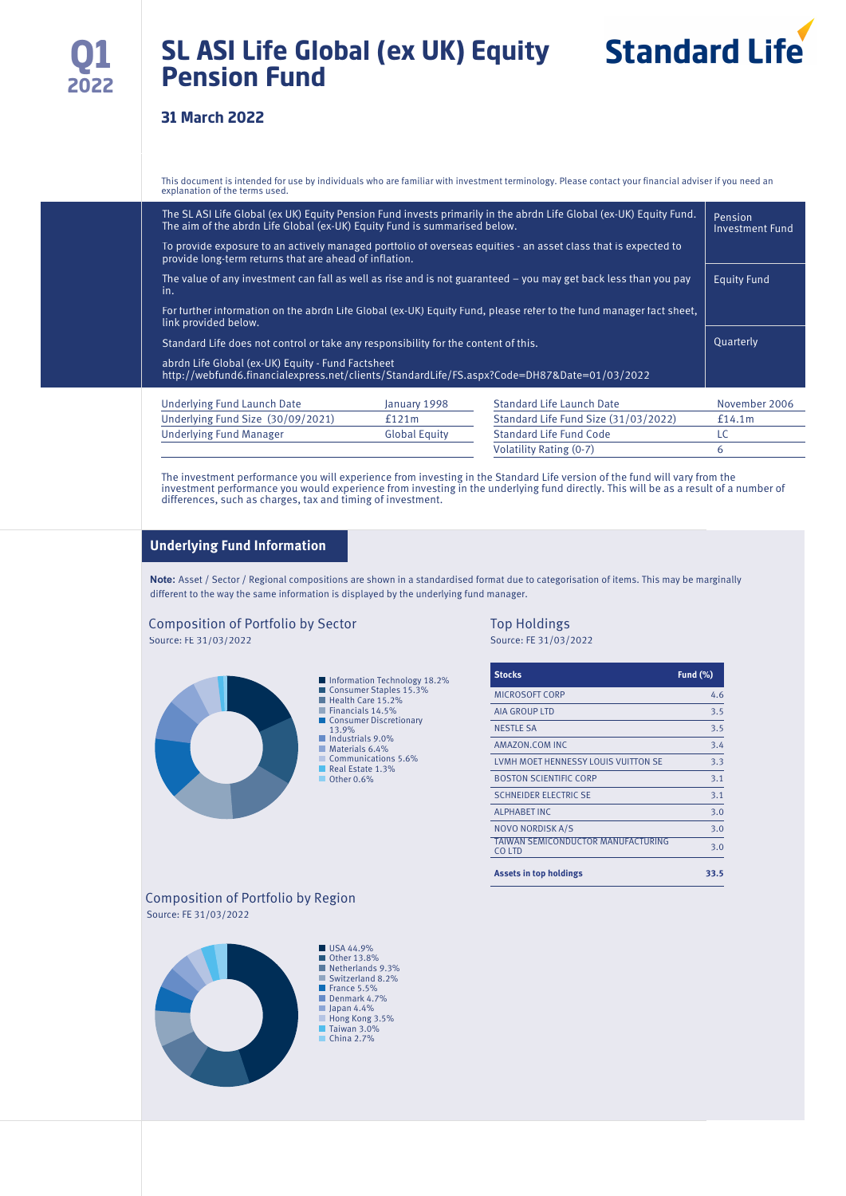# SL ASI Life Global (ex UK) Equity Pension Fund

Q1 2022

Standard Life

## 31 March 2022

This document is intended for use by individuals who are familiar with investment terminology. Please contact your financial adviser if you need an explanation of the terms used.

The SL ASI Life Global (ex UK) Equity Pension Fund invests primarily in the abrdn Life Global (ex-UK) Equity Fund. The aim of the abrdn Life Global (ex-UK) Equity Fund is summarised below.

To provide exposure to an actively managed portfolio of overseas equities - an asset class that is expected to provide long-term returns that are ahead of inflation.

The value of any investment can fall as well as rise and is not guaranteed – you may get back less than you pay in.

For further information on the abrdn Life Global (ex-UK) Equity Fund, please refer to the fund manager fact sheet, link provided below.

Standard Life does not control or take any responsibility for the content of this.

abrdn Life Global (ex-UK) Equity - Fund Factsheet
http://webfund6.financialexpress.net/clients/StandardLife/FS.aspx?Code=DH87&Date=01/03/2022

Pension Investment Fund

Equity Fund

Quarterly

| Underlying Fund Launch Date | January 1998 | Standard Life Launch Date | November 2006 |
|---|---|---|---|
| Underlying Fund Size (30/09/2021) | £121m | Standard Life Fund Size (31/03/2022) | £14.1m |
| Underlying Fund Manager | Global Equity | Standard Life Fund Code | LC |
| | | Volatility Rating (0-7) | 6 |

The investment performance you will experience from investing in the Standard Life version of the fund will vary from the investment performance you would experience from investing in the underlying fund directly. This will be as a result of a number of differences, such as charges, tax and timing of investment.

## Underlying Fund Information

**Note:** Asset / Sector / Regional compositions are shown in a standardised format due to categorisation of items. This may be marginally different to the way the same information is displayed by the underlying fund manager.

### Composition of Portfolio by Sector

Source: FE 31/03/2022

- Information Technology 18.2%
- Consumer Staples 15.3%
- Health Care 15.2%
- Financials 14.5%
- Consumer Discretionary 13.9%
- Industrials 9.0%
- Materials 6.4%
- Communications 5.6%
- Real Estate 1.3%
- Other 0.6%

### Top Holdings

Source: FE 31/03/2022

| Stocks | Fund (%) |
|---|---|
| MICROSOFT CORP | 4.6 |
| AIA GROUP LTD | 3.5 |
| NESTLE SA | 3.5 |
| AMAZON.COM INC | 3.4 |
| LVMH MOET HENNESSY LOUIS VUITTON SE | 3.3 |
| BOSTON SCIENTIFIC CORP | 3.1 |
| SCHNEIDER ELECTRIC SE | 3.1 |
| ALPHABET INC | 3.0 |
| NOVO NORDISK A/S | 3.0 |
| TAIWAN SEMICONDUCTOR MANUFACTURING CO LTD | 3.0 |
| **Assets in top holdings** | **33.5** |

### Composition of Portfolio by Region

Source: FE 31/03/2022

- USA 44.9%
- Other 13.8%
- Netherlands 9.3%
- Switzerland 8.2%
- France 5.5%
- Denmark 4.7%
- Japan 4.4%
- Hong Kong 3.5%
- Taiwan 3.0%
- China 2.7%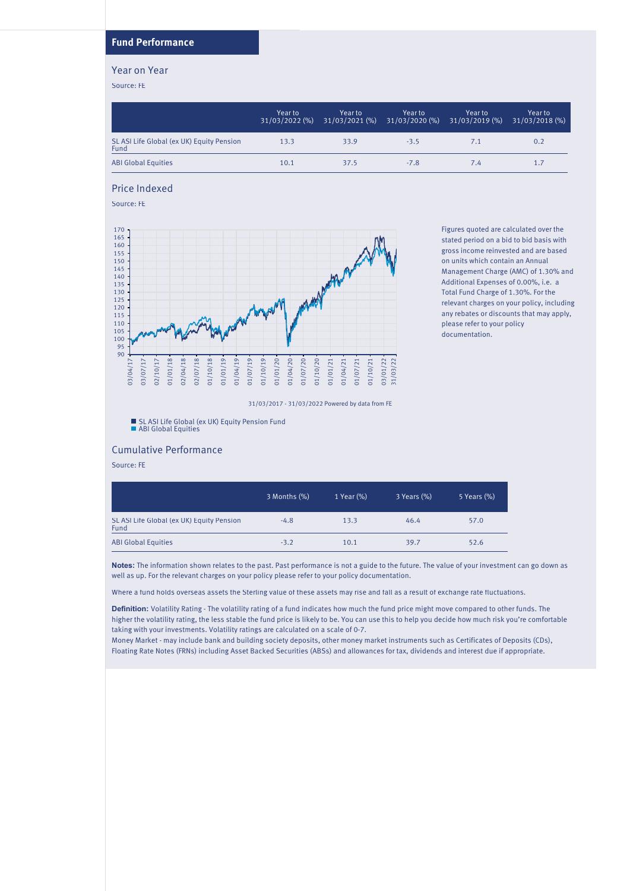## Fund Performance

### Year on Year

Source: FE

| | Year to 31/03/2022 (%) | Year to 31/03/2021 (%) | Year to 31/03/2020 (%) | Year to 31/03/2019 (%) | Year to 31/03/2018 (%) |
|---|---|---|---|---|---|
| SL ASI Life Global (ex UK) Equity Pension Fund | 13.3 | 33.9 | -3.5 | 7.1 | 0.2 |
| ABI Global Equities | 10.1 | 37.5 | -7.8 | 7.4 | 1.7 |

### Price Indexed

Source: FE

31/03/2017 - 31/03/2022 Powered by data from FE

- SL ASI Life Global (ex UK) Equity Pension Fund
- ABI Global Equities

Figures quoted are calculated over the stated period on a bid to bid basis with gross income reinvested and are based on units which contain an Annual Management Charge (AMC) of 1.30% and Additional Expenses of 0.00%, i.e. a Total Fund Charge of 1.30%. For the relevant charges on your policy, including any rebates or discounts that may apply, please refer to your policy documentation.

### Cumulative Performance

Source: FE

| | 3 Months (%) | 1 Year (%) | 3 Years (%) | 5 Years (%) |
|---|---|---|---|---|
| SL ASI Life Global (ex UK) Equity Pension Fund | -4.8 | 13.3 | 46.4 | 57.0 |
| ABI Global Equities | -3.2 | 10.1 | 39.7 | 52.6 |

**Notes:** The information shown relates to the past. Past performance is not a guide to the future. The value of your investment can go down as well as up. For the relevant charges on your policy please refer to your policy documentation.

Where a fund holds overseas assets the Sterling value of these assets may rise and fall as a result of exchange rate fluctuations.

**Definition:** Volatility Rating - The volatility rating of a fund indicates how much the fund price might move compared to other funds. The higher the volatility rating, the less stable the fund price is likely to be. You can use this to help you decide how much risk you're comfortable taking with your investments. Volatility ratings are calculated on a scale of 0-7.

Money Market - may include bank and building society deposits, other money market instruments such as Certificates of Deposits (CDs), Floating Rate Notes (FRNs) including Asset Backed Securities (ABSs) and allowances for tax, dividends and interest due if appropriate.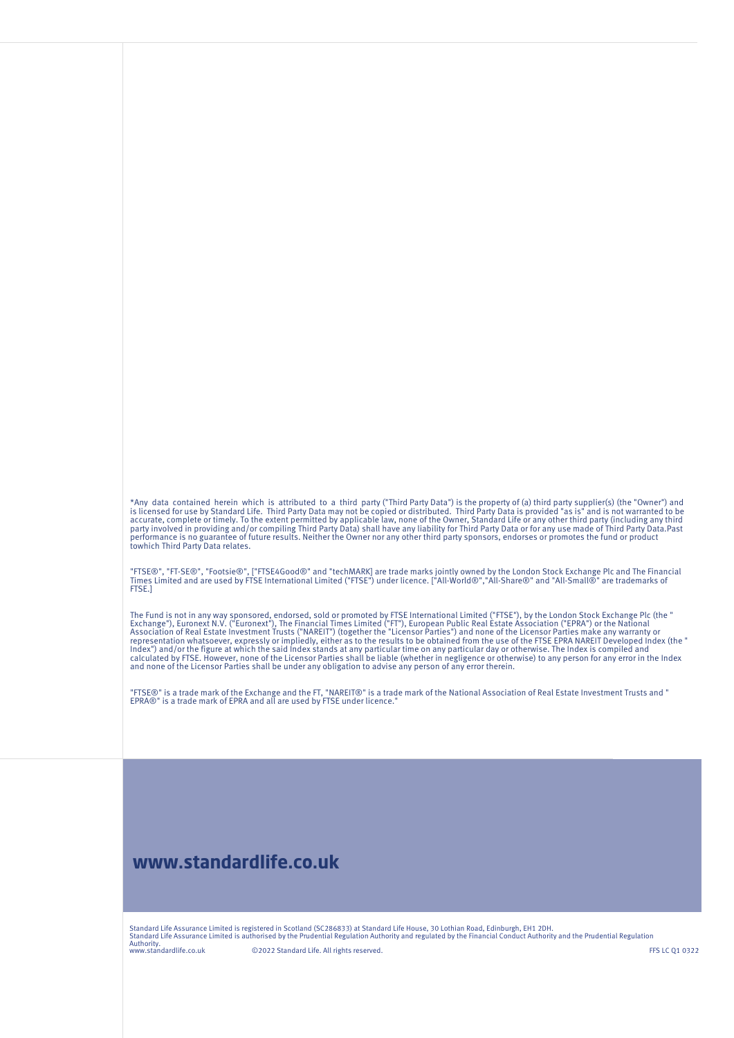*Any data contained herein which is attributed to a third party ("Third Party Data") is the property of (a) third party supplier(s) (the "Owner") and is licensed for use by Standard Life. Third Party Data may not be copied or distributed. Third Party Data is provided "as is" and is not warranted to be accurate, complete or timely. To the extent permitted by applicable law, none of the Owner, Standard Life or any other third party (including any third party involved in providing and/or compiling Third Party Data) shall have any liability for Third Party Data or for any use made of Third Party Data.Past performance is no guarantee of future results. Neither the Owner nor any other third party sponsors, endorses or promotes the fund or product towhich Third Party Data relates.

"FTSE®", "FT-SE®", "Footsie®", ["FTSE4Good®" and "techMARK] are trade marks jointly owned by the London Stock Exchange Plc and The Financial Times Limited and are used by FTSE International Limited ("FTSE") under licence. ["All-World®","All-Share®" and "All-Small®" are trademarks of FTSE.]

The Fund is not in any way sponsored, endorsed, sold or promoted by FTSE International Limited ("FTSE"), by the London Stock Exchange Plc (the " Exchange"), Euronext N.V. ("Euronext"), The Financial Times Limited ("FT"), European Public Real Estate Association ("EPRA") or the National Association of Real Estate Investment Trusts ("NAREIT") (together the "Licensor Parties") and none of the Licensor Parties make any warranty or representation whatsoever, expressly or impliedly, either as to the results to be obtained from the use of the FTSE EPRA NAREIT Developed Index (the " Index") and/or the figure at which the said Index stands at any particular time on any particular day or otherwise. The Index is compiled and calculated by FTSE. However, none of the Licensor Parties shall be liable (whether in negligence or otherwise) to any person for any error in the Index and none of the Licensor Parties shall be under any obligation to advise any person of any error therein.

"FTSE®" is a trade mark of the Exchange and the FT, "NAREIT®" is a trade mark of the National Association of Real Estate Investment Trusts and " EPRA®" is a trade mark of EPRA and all are used by FTSE under licence."

## www.standardlife.co.uk

Standard Life Assurance Limited is registered in Scotland (SC286833) at Standard Life House, 30 Lothian Road, Edinburgh, EH1 2DH.
Standard Life Assurance Limited is authorised by the Prudential Regulation Authority and regulated by the Financial Conduct Authority and the Prudential Regulation Authority.
www.standardlife.co.uk ©2022 Standard Life. All rights reserved. FFS LC Q1 0322